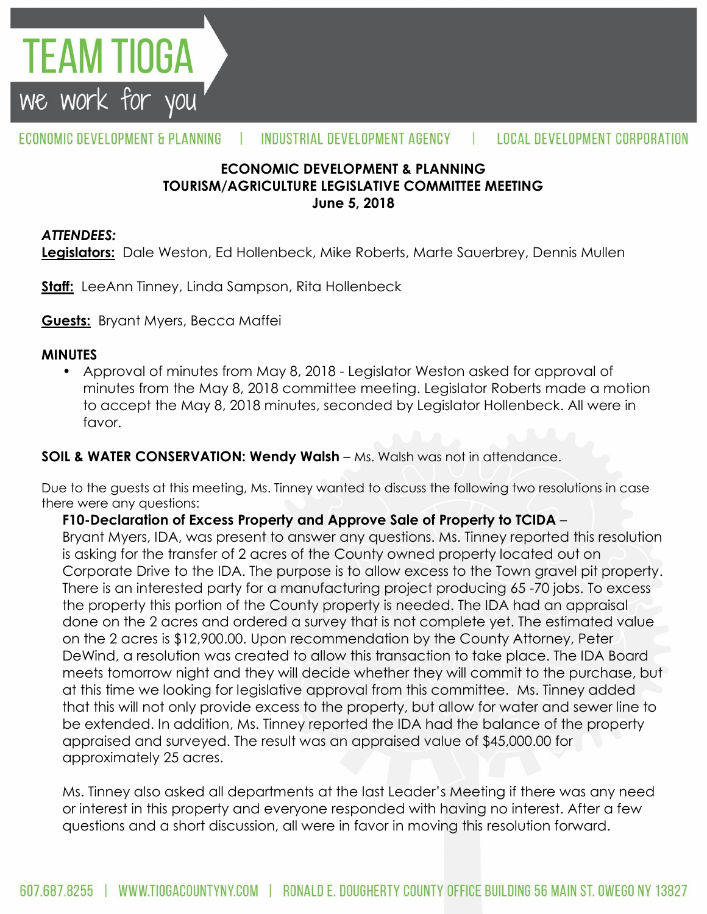# TEAM TIOGA

we work for you

ECONOMIC DEVELOPMENT & PLANNING | INDUSTRIAL DEVELOPMENT AGENCY | LOCAL DEVELOPMENT CORPORATION

**ECONOMIC DEVELOPMENT & PLANNING**
**TOURISM/AGRICULTURE LEGISLATIVE COMMITTEE MEETING**
**June 5, 2018**

***ATTENDEES:***

**Legislators:** Dale Weston, Ed Hollenbeck, Mike Roberts, Marte Sauerbrey, Dennis Mullen

**Staff:** LeeAnn Tinney, Linda Sampson, Rita Hollenbeck

**Guests:** Bryant Myers, Becca Maffei

**MINUTES**

- Approval of minutes from May 8, 2018 - Legislator Weston asked for approval of minutes from the May 8, 2018 committee meeting. Legislator Roberts made a motion to accept the May 8, 2018 minutes, seconded by Legislator Hollenbeck. All were in favor.

**SOIL & WATER CONSERVATION: Wendy Walsh** – Ms. Walsh was not in attendance.

Due to the guests at this meeting, Ms. Tinney wanted to discuss the following two resolutions in case there were any questions:

**F10-Declaration of Excess Property and Approve Sale of Property to TCIDA** –
Bryant Myers, IDA, was present to answer any questions. Ms. Tinney reported this resolution is asking for the transfer of 2 acres of the County owned property located out on Corporate Drive to the IDA. The purpose is to allow excess to the Town gravel pit property. There is an interested party for a manufacturing project producing 65 -70 jobs. To excess the property this portion of the County property is needed. The IDA had an appraisal done on the 2 acres and ordered a survey that is not complete yet. The estimated value on the 2 acres is $12,900.00. Upon recommendation by the County Attorney, Peter DeWind, a resolution was created to allow this transaction to take place. The IDA Board meets tomorrow night and they will decide whether they will commit to the purchase, but at this time we looking for legislative approval from this committee. Ms. Tinney added that this will not only provide excess to the property, but allow for water and sewer line to be extended. In addition, Ms. Tinney reported the IDA had the balance of the property appraised and surveyed. The result was an appraised value of $45,000.00 for approximately 25 acres.

Ms. Tinney also asked all departments at the last Leader's Meeting if there was any need or interest in this property and everyone responded with having no interest. After a few questions and a short discussion, all were in favor in moving this resolution forward.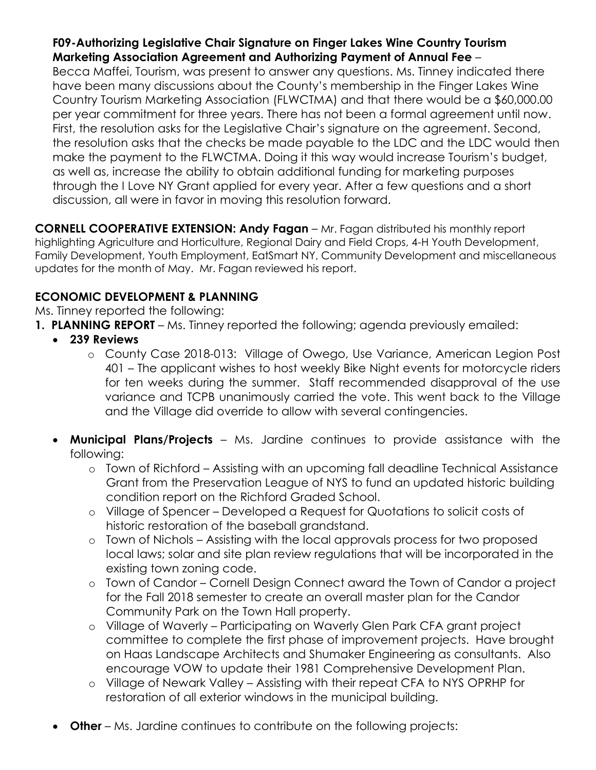**F09-Authorizing Legislative Chair Signature on Finger Lakes Wine Country Tourism Marketing Association Agreement and Authorizing Payment of Annual Fee** – Becca Maffei, Tourism, was present to answer any questions. Ms. Tinney indicated there have been many discussions about the County's membership in the Finger Lakes Wine Country Tourism Marketing Association (FLWCTMA) and that there would be a $60,000.00 per year commitment for three years. There has not been a formal agreement until now. First, the resolution asks for the Legislative Chair's signature on the agreement. Second, the resolution asks that the checks be made payable to the LDC and the LDC would then make the payment to the FLWCTMA. Doing it this way would increase Tourism's budget, as well as, increase the ability to obtain additional funding for marketing purposes through the I Love NY Grant applied for every year. After a few questions and a short discussion, all were in favor in moving this resolution forward.

**CORNELL COOPERATIVE EXTENSION: Andy Fagan** – Mr. Fagan distributed his monthly report highlighting Agriculture and Horticulture, Regional Dairy and Field Crops, 4-H Youth Development, Family Development, Youth Employment, EatSmart NY, Community Development and miscellaneous updates for the month of May. Mr. Fagan reviewed his report.

**ECONOMIC DEVELOPMENT & PLANNING**

Ms. Tinney reported the following:

1. **PLANNING REPORT** – Ms. Tinney reported the following; agenda previously emailed:
   - **239 Reviews**
     - County Case 2018-013: Village of Owego, Use Variance, American Legion Post 401 – The applicant wishes to host weekly Bike Night events for motorcycle riders for ten weeks during the summer. Staff recommended disapproval of the use variance and TCPB unanimously carried the vote. This went back to the Village and the Village did override to allow with several contingencies.
   - **Municipal Plans/Projects** – Ms. Jardine continues to provide assistance with the following:
     - Town of Richford – Assisting with an upcoming fall deadline Technical Assistance Grant from the Preservation League of NYS to fund an updated historic building condition report on the Richford Graded School.
     - Village of Spencer – Developed a Request for Quotations to solicit costs of historic restoration of the baseball grandstand.
     - Town of Nichols – Assisting with the local approvals process for two proposed local laws; solar and site plan review regulations that will be incorporated in the existing town zoning code.
     - Town of Candor – Cornell Design Connect award the Town of Candor a project for the Fall 2018 semester to create an overall master plan for the Candor Community Park on the Town Hall property.
     - Village of Waverly – Participating on Waverly Glen Park CFA grant project committee to complete the first phase of improvement projects. Have brought on Haas Landscape Architects and Shumaker Engineering as consultants. Also encourage VOW to update their 1981 Comprehensive Development Plan.
     - Village of Newark Valley – Assisting with their repeat CFA to NYS OPRHP for restoration of all exterior windows in the municipal building.
   - **Other** – Ms. Jardine continues to contribute on the following projects: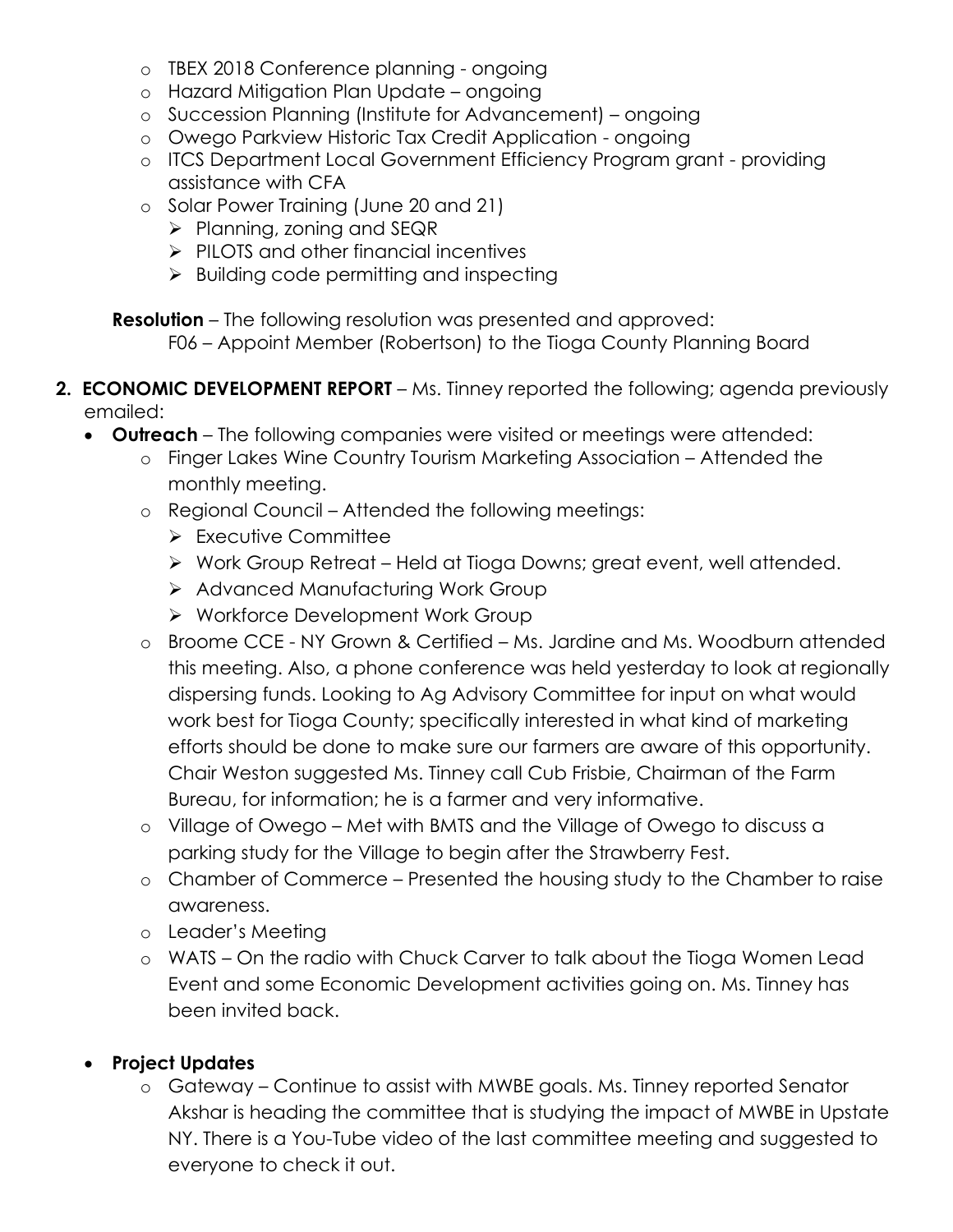- TBEX 2018 Conference planning - ongoing
- Hazard Mitigation Plan Update – ongoing
- Succession Planning (Institute for Advancement) – ongoing
- Owego Parkview Historic Tax Credit Application - ongoing
- ITCS Department Local Government Efficiency Program grant - providing assistance with CFA
- Solar Power Training (June 20 and 21)
  - Planning, zoning and SEQR
  - PILOTS and other financial incentives
  - Building code permitting and inspecting

**Resolution** – The following resolution was presented and approved:
F06 – Appoint Member (Robertson) to the Tioga County Planning Board

**2. ECONOMIC DEVELOPMENT REPORT** – Ms. Tinney reported the following; agenda previously emailed:

- **Outreach** – The following companies were visited or meetings were attended:
  - Finger Lakes Wine Country Tourism Marketing Association – Attended the monthly meeting.
  - Regional Council – Attended the following meetings:
    - Executive Committee
    - Work Group Retreat – Held at Tioga Downs; great event, well attended.
    - Advanced Manufacturing Work Group
    - Workforce Development Work Group
  - Broome CCE - NY Grown & Certified – Ms. Jardine and Ms. Woodburn attended this meeting. Also, a phone conference was held yesterday to look at regionally dispersing funds. Looking to Ag Advisory Committee for input on what would work best for Tioga County; specifically interested in what kind of marketing efforts should be done to make sure our farmers are aware of this opportunity. Chair Weston suggested Ms. Tinney call Cub Frisbie, Chairman of the Farm Bureau, for information; he is a farmer and very informative.
  - Village of Owego – Met with BMTS and the Village of Owego to discuss a parking study for the Village to begin after the Strawberry Fest.
  - Chamber of Commerce – Presented the housing study to the Chamber to raise awareness.
  - Leader's Meeting
  - WATS – On the radio with Chuck Carver to talk about the Tioga Women Lead Event and some Economic Development activities going on. Ms. Tinney has been invited back.

- **Project Updates**
  - Gateway – Continue to assist with MWBE goals. Ms. Tinney reported Senator Akshar is heading the committee that is studying the impact of MWBE in Upstate NY. There is a You-Tube video of the last committee meeting and suggested to everyone to check it out.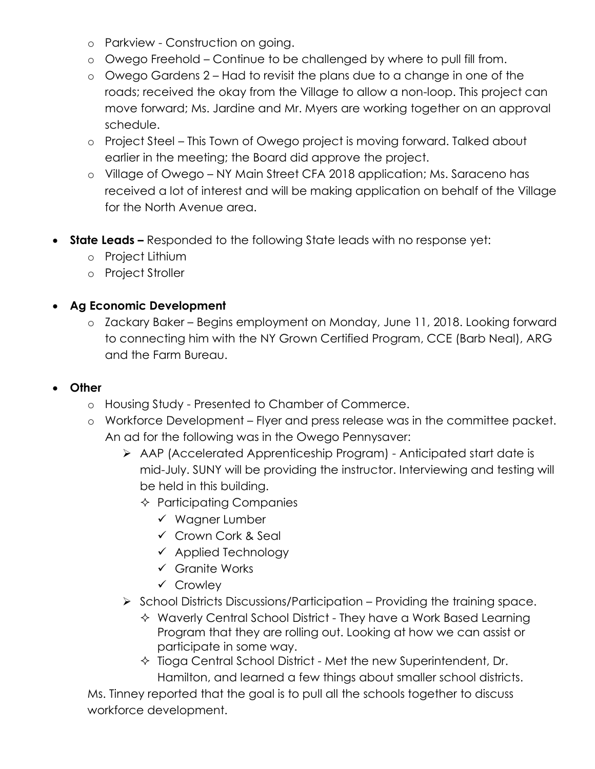- Parkview - Construction on going.
  - Owego Freehold – Continue to be challenged by where to pull fill from.
  - Owego Gardens 2 – Had to revisit the plans due to a change in one of the roads; received the okay from the Village to allow a non-loop. This project can move forward; Ms. Jardine and Mr. Myers are working together on an approval schedule.
  - Project Steel – This Town of Owego project is moving forward. Talked about earlier in the meeting; the Board did approve the project.
  - Village of Owego – NY Main Street CFA 2018 application; Ms. Saraceno has received a lot of interest and will be making application on behalf of the Village for the North Avenue area.

- **State Leads –** Responded to the following State leads with no response yet:
  - Project Lithium
  - Project Stroller

- **Ag Economic Development**
  - Zackary Baker – Begins employment on Monday, June 11, 2018. Looking forward to connecting him with the NY Grown Certified Program, CCE (Barb Neal), ARG and the Farm Bureau.

- **Other**
  - Housing Study - Presented to Chamber of Commerce.
  - Workforce Development – Flyer and press release was in the committee packet. An ad for the following was in the Owego Pennysaver:
    - AAP (Accelerated Apprenticeship Program) - Anticipated start date is mid-July. SUNY will be providing the instructor. Interviewing and testing will be held in this building.
      - Participating Companies
        - ✓ Wagner Lumber
        - ✓ Crown Cork & Seal
        - ✓ Applied Technology
        - ✓ Granite Works
        - ✓ Crowley
    - School Districts Discussions/Participation – Providing the training space.
      - Waverly Central School District - They have a Work Based Learning Program that they are rolling out. Looking at how we can assist or participate in some way.
      - Tioga Central School District - Met the new Superintendent, Dr. Hamilton, and learned a few things about smaller school districts.

  Ms. Tinney reported that the goal is to pull all the schools together to discuss workforce development.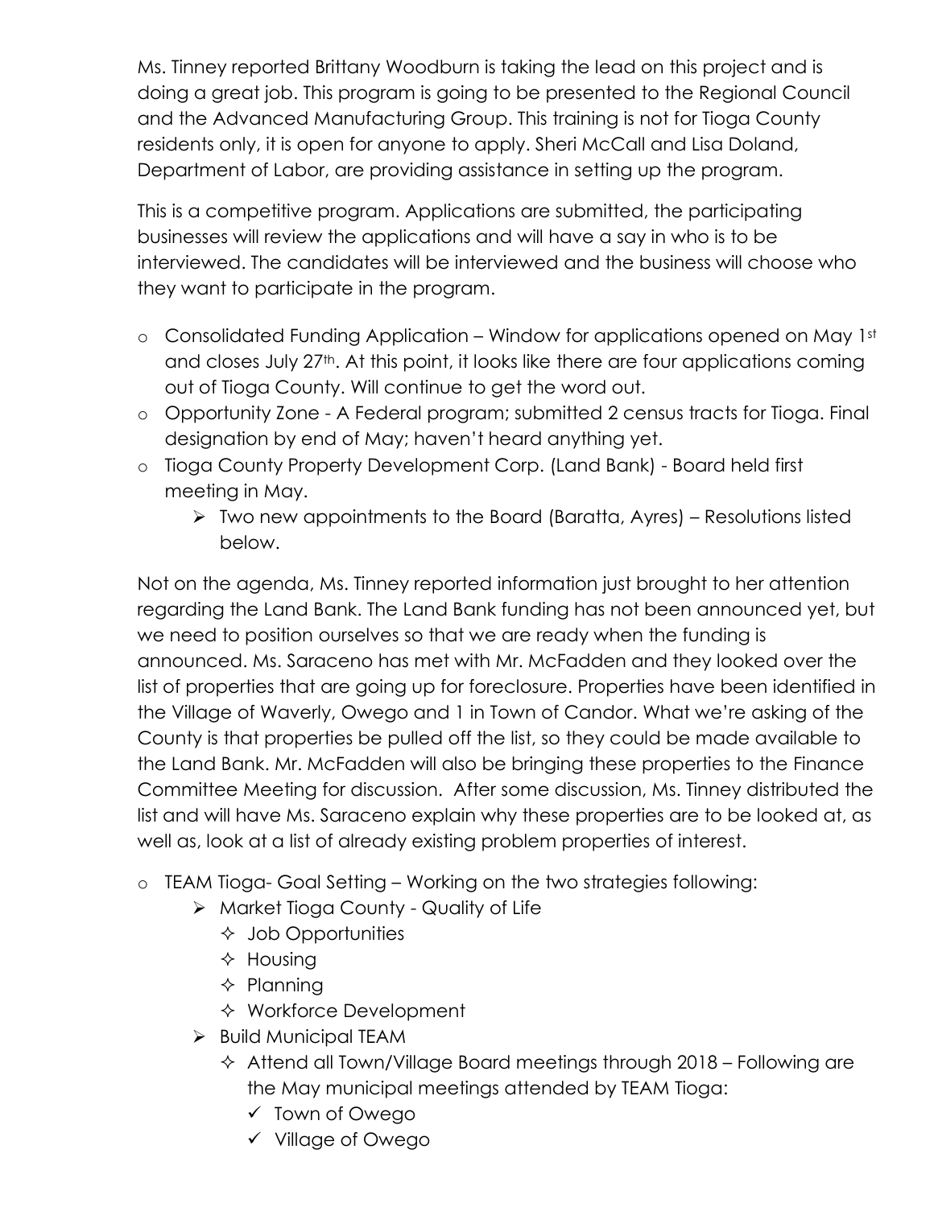Ms. Tinney reported Brittany Woodburn is taking the lead on this project and is doing a great job. This program is going to be presented to the Regional Council and the Advanced Manufacturing Group. This training is not for Tioga County residents only, it is open for anyone to apply. Sheri McCall and Lisa Doland, Department of Labor, are providing assistance in setting up the program.

This is a competitive program. Applications are submitted, the participating businesses will review the applications and will have a say in who is to be interviewed. The candidates will be interviewed and the business will choose who they want to participate in the program.

- Consolidated Funding Application – Window for applications opened on May 1st and closes July 27th. At this point, it looks like there are four applications coming out of Tioga County. Will continue to get the word out.
- Opportunity Zone - A Federal program; submitted 2 census tracts for Tioga. Final designation by end of May; haven't heard anything yet.
- Tioga County Property Development Corp. (Land Bank) - Board held first meeting in May.
  - Two new appointments to the Board (Baratta, Ayres) – Resolutions listed below.

Not on the agenda, Ms. Tinney reported information just brought to her attention regarding the Land Bank. The Land Bank funding has not been announced yet, but we need to position ourselves so that we are ready when the funding is announced. Ms. Saraceno has met with Mr. McFadden and they looked over the list of properties that are going up for foreclosure. Properties have been identified in the Village of Waverly, Owego and 1 in Town of Candor. What we're asking of the County is that properties be pulled off the list, so they could be made available to the Land Bank. Mr. McFadden will also be bringing these properties to the Finance Committee Meeting for discussion. After some discussion, Ms. Tinney distributed the list and will have Ms. Saraceno explain why these properties are to be looked at, as well as, look at a list of already existing problem properties of interest.

- TEAM Tioga- Goal Setting – Working on the two strategies following:
  - Market Tioga County - Quality of Life
    - Job Opportunities
    - Housing
    - Planning
    - Workforce Development
  - Build Municipal TEAM
    - Attend all Town/Village Board meetings through 2018 – Following are the May municipal meetings attended by TEAM Tioga:
      - ✓ Town of Owego
      - ✓ Village of Owego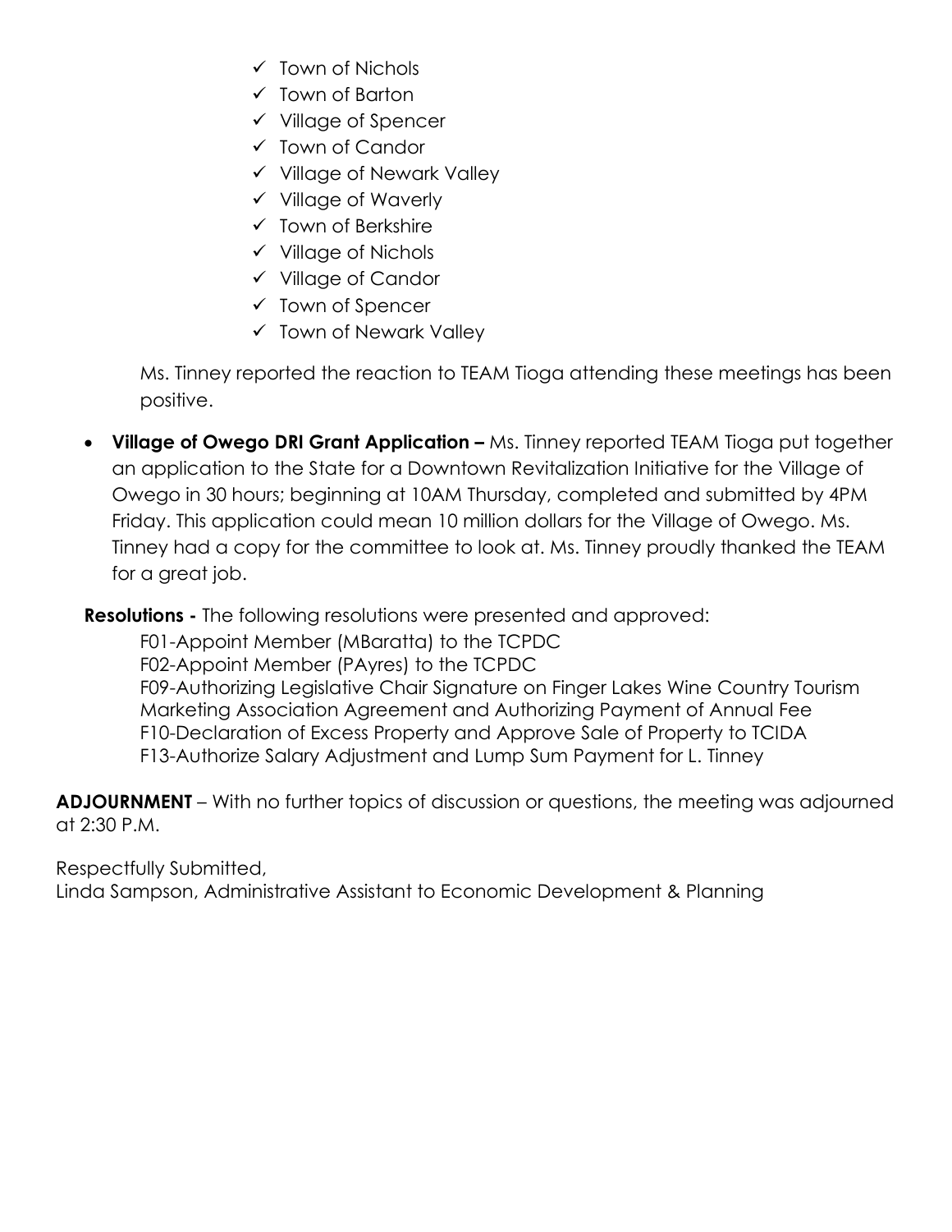- ✓ Town of Nichols
- ✓ Town of Barton
- ✓ Village of Spencer
- ✓ Town of Candor
- ✓ Village of Newark Valley
- ✓ Village of Waverly
- ✓ Town of Berkshire
- ✓ Village of Nichols
- ✓ Village of Candor
- ✓ Town of Spencer
- ✓ Town of Newark Valley

Ms. Tinney reported the reaction to TEAM Tioga attending these meetings has been positive.

- **Village of Owego DRI Grant Application –** Ms. Tinney reported TEAM Tioga put together an application to the State for a Downtown Revitalization Initiative for the Village of Owego in 30 hours; beginning at 10AM Thursday, completed and submitted by 4PM Friday. This application could mean 10 million dollars for the Village of Owego. Ms. Tinney had a copy for the committee to look at. Ms. Tinney proudly thanked the TEAM for a great job.

**Resolutions -** The following resolutions were presented and approved:

F01-Appoint Member (MBaratta) to the TCPDC
F02-Appoint Member (PAyres) to the TCPDC
F09-Authorizing Legislative Chair Signature on Finger Lakes Wine Country Tourism Marketing Association Agreement and Authorizing Payment of Annual Fee
F10-Declaration of Excess Property and Approve Sale of Property to TCIDA
F13-Authorize Salary Adjustment and Lump Sum Payment for L. Tinney

**ADJOURNMENT** – With no further topics of discussion or questions, the meeting was adjourned at 2:30 P.M.

Respectfully Submitted,
Linda Sampson, Administrative Assistant to Economic Development & Planning